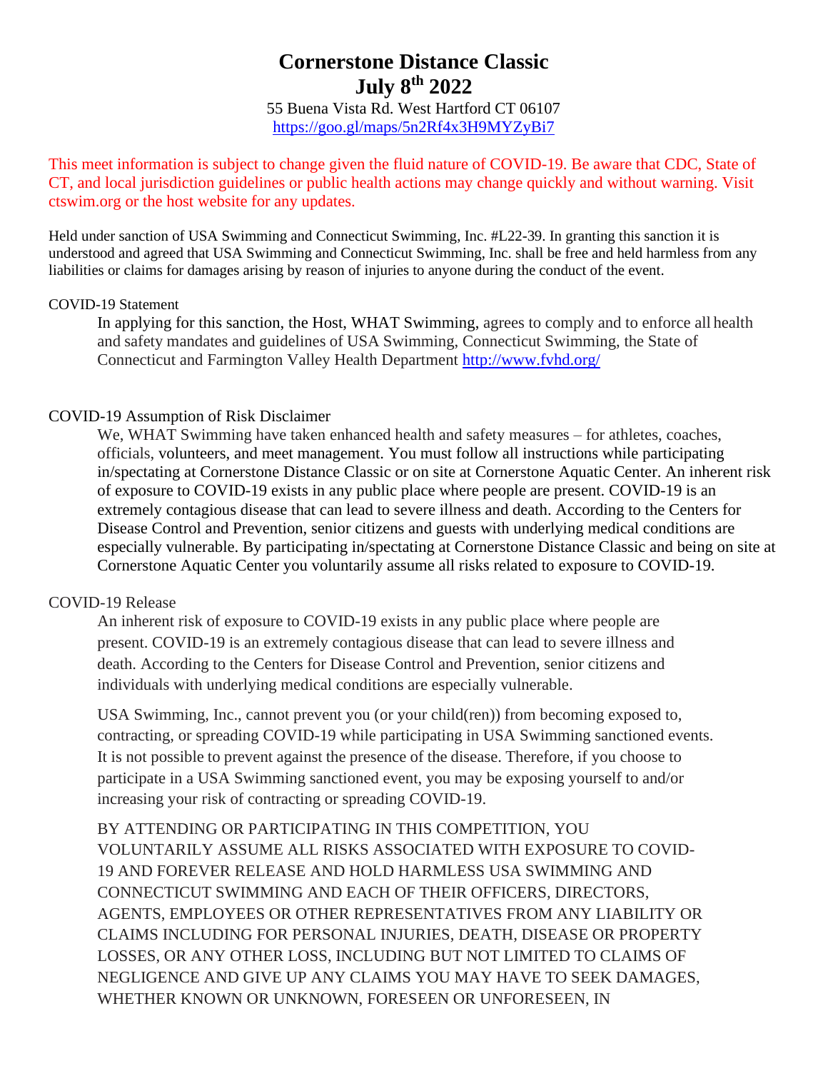# Cornerstone Distance Classic
# July 8th 2022

55 Buena Vista Rd. West Hartford CT 06107
https://goo.gl/maps/5n2Rf4x3H9MYZyBi7

This meet information is subject to change given the fluid nature of COVID-19. Be aware that CDC, State of CT, and local jurisdiction guidelines or public health actions may change quickly and without warning. Visit ctswim.org or the host website for any updates.

Held under sanction of USA Swimming and Connecticut Swimming, Inc. #L22-39. In granting this sanction it is understood and agreed that USA Swimming and Connecticut Swimming, Inc. shall be free and held harmless from any liabilities or claims for damages arising by reason of injuries to anyone during the conduct of the event.

COVID-19 Statement

In applying for this sanction, the Host, WHAT Swimming, agrees to comply and to enforce all health and safety mandates and guidelines of USA Swimming, Connecticut Swimming, the State of Connecticut and Farmington Valley Health Department http://www.fvhd.org/

COVID-19 Assumption of Risk Disclaimer

We, WHAT Swimming have taken enhanced health and safety measures – for athletes, coaches, officials, volunteers, and meet management. You must follow all instructions while participating in/spectating at Cornerstone Distance Classic or on site at Cornerstone Aquatic Center. An inherent risk of exposure to COVID-19 exists in any public place where people are present. COVID-19 is an extremely contagious disease that can lead to severe illness and death. According to the Centers for Disease Control and Prevention, senior citizens and guests with underlying medical conditions are especially vulnerable. By participating in/spectating at Cornerstone Distance Classic and being on site at Cornerstone Aquatic Center you voluntarily assume all risks related to exposure to COVID-19.

COVID-19 Release

An inherent risk of exposure to COVID-19 exists in any public place where people are present. COVID-19 is an extremely contagious disease that can lead to severe illness and death. According to the Centers for Disease Control and Prevention, senior citizens and individuals with underlying medical conditions are especially vulnerable.

USA Swimming, Inc., cannot prevent you (or your child(ren)) from becoming exposed to, contracting, or spreading COVID-19 while participating in USA Swimming sanctioned events. It is not possible to prevent against the presence of the disease. Therefore, if you choose to participate in a USA Swimming sanctioned event, you may be exposing yourself to and/or increasing your risk of contracting or spreading COVID-19.

BY ATTENDING OR PARTICIPATING IN THIS COMPETITION, YOU VOLUNTARILY ASSUME ALL RISKS ASSOCIATED WITH EXPOSURE TO COVID-19 AND FOREVER RELEASE AND HOLD HARMLESS USA SWIMMING AND CONNECTICUT SWIMMING AND EACH OF THEIR OFFICERS, DIRECTORS, AGENTS, EMPLOYEES OR OTHER REPRESENTATIVES FROM ANY LIABILITY OR CLAIMS INCLUDING FOR PERSONAL INJURIES, DEATH, DISEASE OR PROPERTY LOSSES, OR ANY OTHER LOSS, INCLUDING BUT NOT LIMITED TO CLAIMS OF NEGLIGENCE AND GIVE UP ANY CLAIMS YOU MAY HAVE TO SEEK DAMAGES, WHETHER KNOWN OR UNKNOWN, FORESEEN OR UNFORESEEN, IN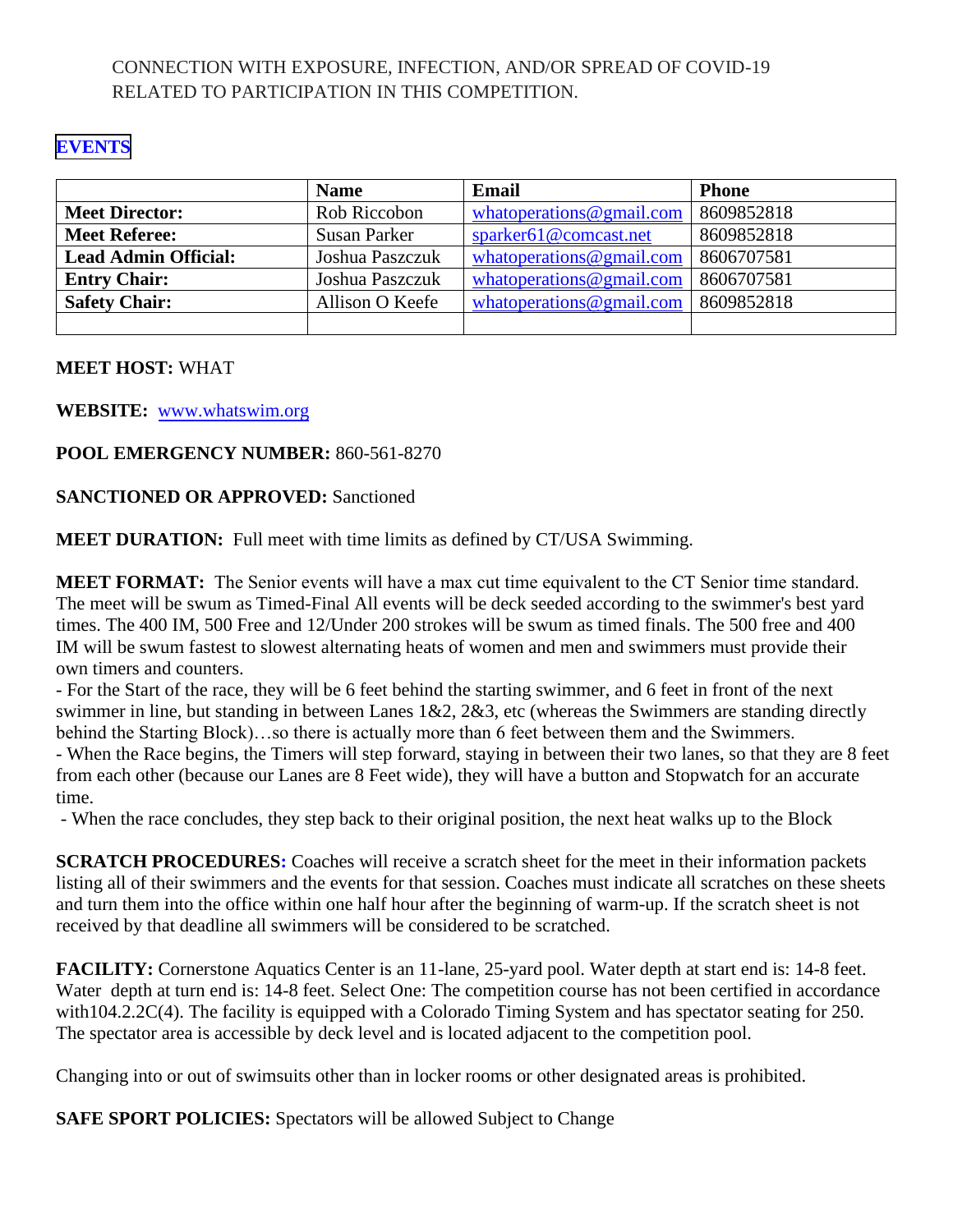CONNECTION WITH EXPOSURE, INFECTION, AND/OR SPREAD OF COVID-19 RELATED TO PARTICIPATION IN THIS COMPETITION.

**EVENTS**

| | Name | Email | Phone |
|---|---|---|---|
| **Meet Director:** | Rob Riccobon | whatoperations@gmail.com | 8609852818 |
| **Meet Referee:** | Susan Parker | sparker61@comcast.net | 8609852818 |
| **Lead Admin Official:** | Joshua Paszczuk | whatoperations@gmail.com | 8606707581 |
| **Entry Chair:** | Joshua Paszczuk | whatoperations@gmail.com | 8606707581 |
| **Safety Chair:** | Allison O Keefe | whatoperations@gmail.com | 8609852818 |
| | | | |

**MEET HOST:** WHAT

**WEBSITE:** www.whatswim.org

**POOL EMERGENCY NUMBER:** 860-561-8270

**SANCTIONED OR APPROVED:** Sanctioned

**MEET DURATION:** Full meet with time limits as defined by CT/USA Swimming.

**MEET FORMAT:** The Senior events will have a max cut time equivalent to the CT Senior time standard. The meet will be swum as Timed-Final All events will be deck seeded according to the swimmer's best yard times. The 400 IM, 500 Free and 12/Under 200 strokes will be swum as timed finals. The 500 free and 400 IM will be swum fastest to slowest alternating heats of women and men and swimmers must provide their own timers and counters.

- For the Start of the race, they will be 6 feet behind the starting swimmer, and 6 feet in front of the next swimmer in line, but standing in between Lanes 1&2, 2&3, etc (whereas the Swimmers are standing directly behind the Starting Block)…so there is actually more than 6 feet between them and the Swimmers.
- When the Race begins, the Timers will step forward, staying in between their two lanes, so that they are 8 feet from each other (because our Lanes are 8 Feet wide), they will have a button and Stopwatch for an accurate time.
- When the race concludes, they step back to their original position, the next heat walks up to the Block

**SCRATCH PROCEDURES:** Coaches will receive a scratch sheet for the meet in their information packets listing all of their swimmers and the events for that session. Coaches must indicate all scratches on these sheets and turn them into the office within one half hour after the beginning of warm-up. If the scratch sheet is not received by that deadline all swimmers will be considered to be scratched.

**FACILITY:** Cornerstone Aquatics Center is an 11-lane, 25-yard pool. Water depth at start end is: 14-8 feet. Water depth at turn end is: 14-8 feet. Select One: The competition course has not been certified in accordance with104.2.2C(4). The facility is equipped with a Colorado Timing System and has spectator seating for 250. The spectator area is accessible by deck level and is located adjacent to the competition pool.

Changing into or out of swimsuits other than in locker rooms or other designated areas is prohibited.

**SAFE SPORT POLICIES:** Spectators will be allowed Subject to Change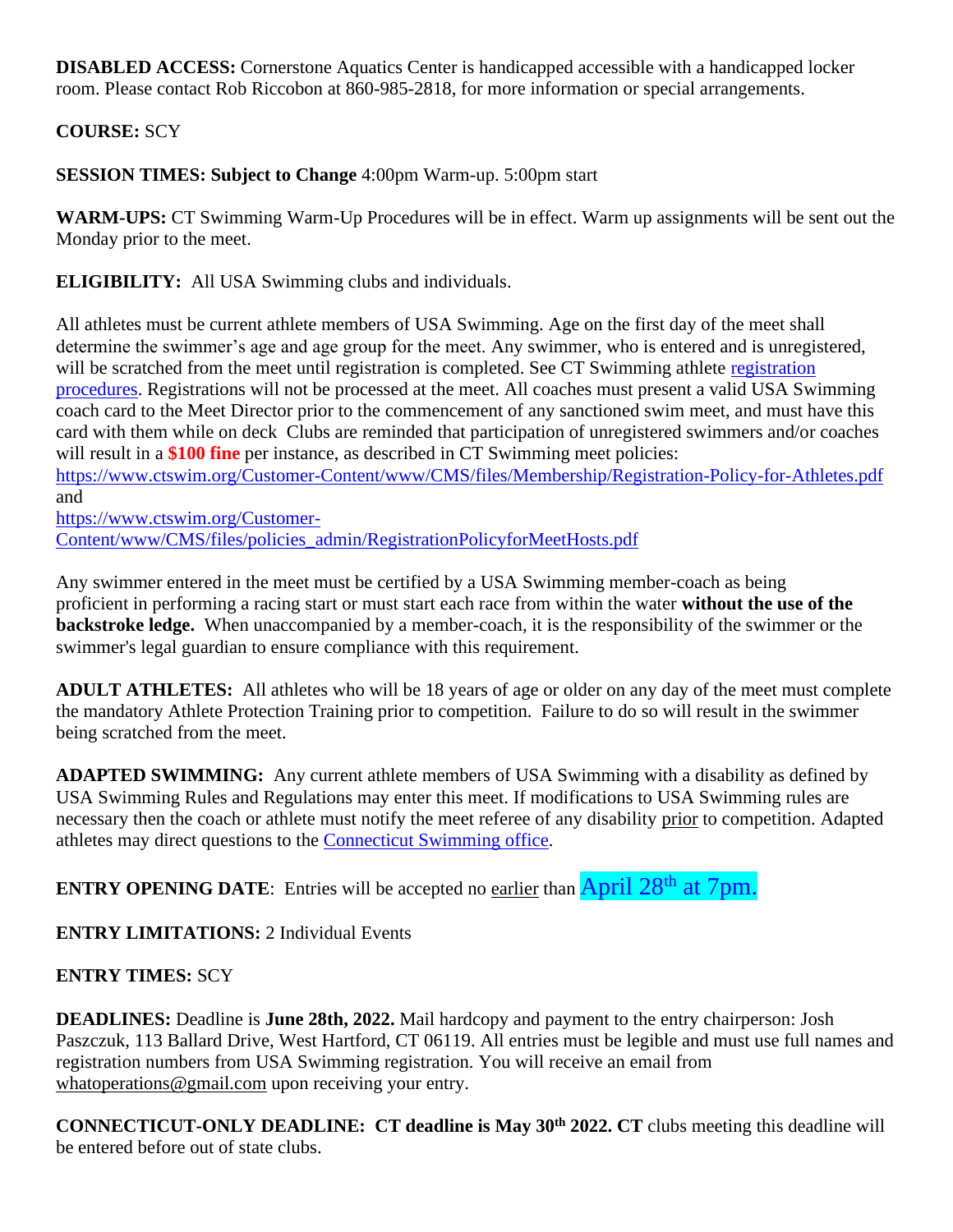**DISABLED ACCESS:** Cornerstone Aquatics Center is handicapped accessible with a handicapped locker room. Please contact Rob Riccobon at 860-985-2818, for more information or special arrangements.

**COURSE:** SCY

**SESSION TIMES: Subject to Change** 4:00pm Warm-up. 5:00pm start

**WARM-UPS:** CT Swimming Warm-Up Procedures will be in effect. Warm up assignments will be sent out the Monday prior to the meet.

**ELIGIBILITY:** All USA Swimming clubs and individuals.

All athletes must be current athlete members of USA Swimming. Age on the first day of the meet shall determine the swimmer's age and age group for the meet. Any swimmer, who is entered and is unregistered, will be scratched from the meet until registration is completed. See CT Swimming athlete [registration procedures](). Registrations will not be processed at the meet. All coaches must present a valid USA Swimming coach card to the Meet Director prior to the commencement of any sanctioned swim meet, and must have this card with them while on deck Clubs are reminded that participation of unregistered swimmers and/or coaches will result in a **$100 fine** per instance, as described in CT Swimming meet policies: https://www.ctswim.org/Customer-Content/www/CMS/files/Membership/Registration-Policy-for-Athletes.pdf and https://www.ctswim.org/Customer-Content/www/CMS/files/policies_admin/RegistrationPolicyforMeetHosts.pdf

Any swimmer entered in the meet must be certified by a USA Swimming member-coach as being proficient in performing a racing start or must start each race from within the water **without the use of the backstroke ledge.** When unaccompanied by a member-coach, it is the responsibility of the swimmer or the swimmer's legal guardian to ensure compliance with this requirement.

**ADULT ATHLETES:** All athletes who will be 18 years of age or older on any day of the meet must complete the mandatory Athlete Protection Training prior to competition. Failure to do so will result in the swimmer being scratched from the meet.

**ADAPTED SWIMMING:** Any current athlete members of USA Swimming with a disability as defined by USA Swimming Rules and Regulations may enter this meet. If modifications to USA Swimming rules are necessary then the coach or athlete must notify the meet referee of any disability prior to competition. Adapted athletes may direct questions to the [Connecticut Swimming office]().

**ENTRY OPENING DATE**: Entries will be accepted no earlier than April 28th at 7pm.

**ENTRY LIMITATIONS:** 2 Individual Events

**ENTRY TIMES:** SCY

**DEADLINES:** Deadline is **June 28th, 2022.** Mail hardcopy and payment to the entry chairperson: Josh Paszczuk, 113 Ballard Drive, West Hartford, CT 06119. All entries must be legible and must use full names and registration numbers from USA Swimming registration. You will receive an email from whatoperations@gmail.com upon receiving your entry.

**CONNECTICUT-ONLY DEADLINE: CT deadline is May 30th 2022. CT** clubs meeting this deadline will be entered before out of state clubs.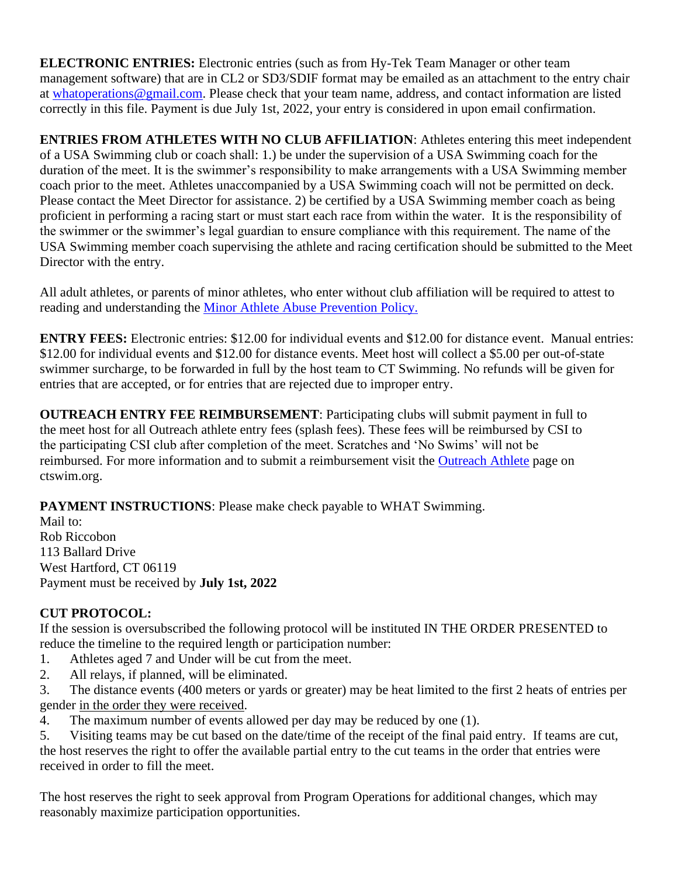**ELECTRONIC ENTRIES:** Electronic entries (such as from Hy-Tek Team Manager or other team management software) that are in CL2 or SD3/SDIF format may be emailed as an attachment to the entry chair at whatoperations@gmail.com. Please check that your team name, address, and contact information are listed correctly in this file. Payment is due July 1st, 2022, your entry is considered in upon email confirmation.

**ENTRIES FROM ATHLETES WITH NO CLUB AFFILIATION**: Athletes entering this meet independent of a USA Swimming club or coach shall: 1.) be under the supervision of a USA Swimming coach for the duration of the meet. It is the swimmer's responsibility to make arrangements with a USA Swimming member coach prior to the meet. Athletes unaccompanied by a USA Swimming coach will not be permitted on deck. Please contact the Meet Director for assistance. 2) be certified by a USA Swimming member coach as being proficient in performing a racing start or must start each race from within the water. It is the responsibility of the swimmer or the swimmer's legal guardian to ensure compliance with this requirement. The name of the USA Swimming member coach supervising the athlete and racing certification should be submitted to the Meet Director with the entry.

All adult athletes, or parents of minor athletes, who enter without club affiliation will be required to attest to reading and understanding the Minor Athlete Abuse Prevention Policy.

**ENTRY FEES:** Electronic entries: $12.00 for individual events and $12.00 for distance event. Manual entries: $12.00 for individual events and $12.00 for distance events. Meet host will collect a $5.00 per out-of-state swimmer surcharge, to be forwarded in full by the host team to CT Swimming. No refunds will be given for entries that are accepted, or for entries that are rejected due to improper entry.

**OUTREACH ENTRY FEE REIMBURSEMENT**: Participating clubs will submit payment in full to the meet host for all Outreach athlete entry fees (splash fees). These fees will be reimbursed by CSI to the participating CSI club after completion of the meet. Scratches and 'No Swims' will not be reimbursed. For more information and to submit a reimbursement visit the Outreach Athlete page on ctswim.org.

**PAYMENT INSTRUCTIONS**: Please make check payable to WHAT Swimming.
Mail to:
Rob Riccobon
113 Ballard Drive
West Hartford, CT 06119
Payment must be received by **July 1st, 2022**

**CUT PROTOCOL:**
If the session is oversubscribed the following protocol will be instituted IN THE ORDER PRESENTED to reduce the timeline to the required length or participation number:

1. Athletes aged 7 and Under will be cut from the meet.
2. All relays, if planned, will be eliminated.
3. The distance events (400 meters or yards or greater) may be heat limited to the first 2 heats of entries per gender in the order they were received.
4. The maximum number of events allowed per day may be reduced by one (1).
5. Visiting teams may be cut based on the date/time of the receipt of the final paid entry. If teams are cut, the host reserves the right to offer the available partial entry to the cut teams in the order that entries were received in order to fill the meet.

The host reserves the right to seek approval from Program Operations for additional changes, which may reasonably maximize participation opportunities.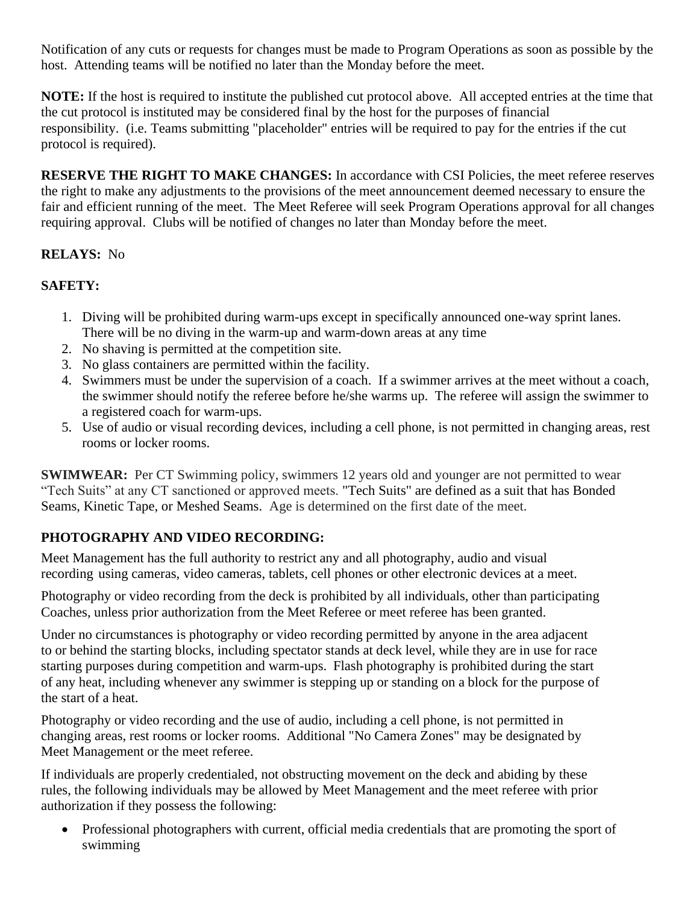Notification of any cuts or requests for changes must be made to Program Operations as soon as possible by the host. Attending teams will be notified no later than the Monday before the meet.

**NOTE:** If the host is required to institute the published cut protocol above. All accepted entries at the time that the cut protocol is instituted may be considered final by the host for the purposes of financial responsibility. (i.e. Teams submitting "placeholder" entries will be required to pay for the entries if the cut protocol is required).

**RESERVE THE RIGHT TO MAKE CHANGES:** In accordance with CSI Policies, the meet referee reserves the right to make any adjustments to the provisions of the meet announcement deemed necessary to ensure the fair and efficient running of the meet. The Meet Referee will seek Program Operations approval for all changes requiring approval. Clubs will be notified of changes no later than Monday before the meet.

**RELAYS:** No

**SAFETY:**

1. Diving will be prohibited during warm-ups except in specifically announced one-way sprint lanes. There will be no diving in the warm-up and warm-down areas at any time
2. No shaving is permitted at the competition site.
3. No glass containers are permitted within the facility.
4. Swimmers must be under the supervision of a coach. If a swimmer arrives at the meet without a coach, the swimmer should notify the referee before he/she warms up. The referee will assign the swimmer to a registered coach for warm-ups.
5. Use of audio or visual recording devices, including a cell phone, is not permitted in changing areas, rest rooms or locker rooms.

**SWIMWEAR:** Per CT Swimming policy, swimmers 12 years old and younger are not permitted to wear "Tech Suits" at any CT sanctioned or approved meets. "Tech Suits" are defined as a suit that has Bonded Seams, Kinetic Tape, or Meshed Seams. Age is determined on the first date of the meet.

**PHOTOGRAPHY AND VIDEO RECORDING:**

Meet Management has the full authority to restrict any and all photography, audio and visual recording using cameras, video cameras, tablets, cell phones or other electronic devices at a meet.

Photography or video recording from the deck is prohibited by all individuals, other than participating Coaches, unless prior authorization from the Meet Referee or meet referee has been granted.

Under no circumstances is photography or video recording permitted by anyone in the area adjacent to or behind the starting blocks, including spectator stands at deck level, while they are in use for race starting purposes during competition and warm-ups. Flash photography is prohibited during the start of any heat, including whenever any swimmer is stepping up or standing on a block for the purpose of the start of a heat.

Photography or video recording and the use of audio, including a cell phone, is not permitted in changing areas, rest rooms or locker rooms. Additional "No Camera Zones" may be designated by Meet Management or the meet referee.

If individuals are properly credentialed, not obstructing movement on the deck and abiding by these rules, the following individuals may be allowed by Meet Management and the meet referee with prior authorization if they possess the following:

- Professional photographers with current, official media credentials that are promoting the sport of swimming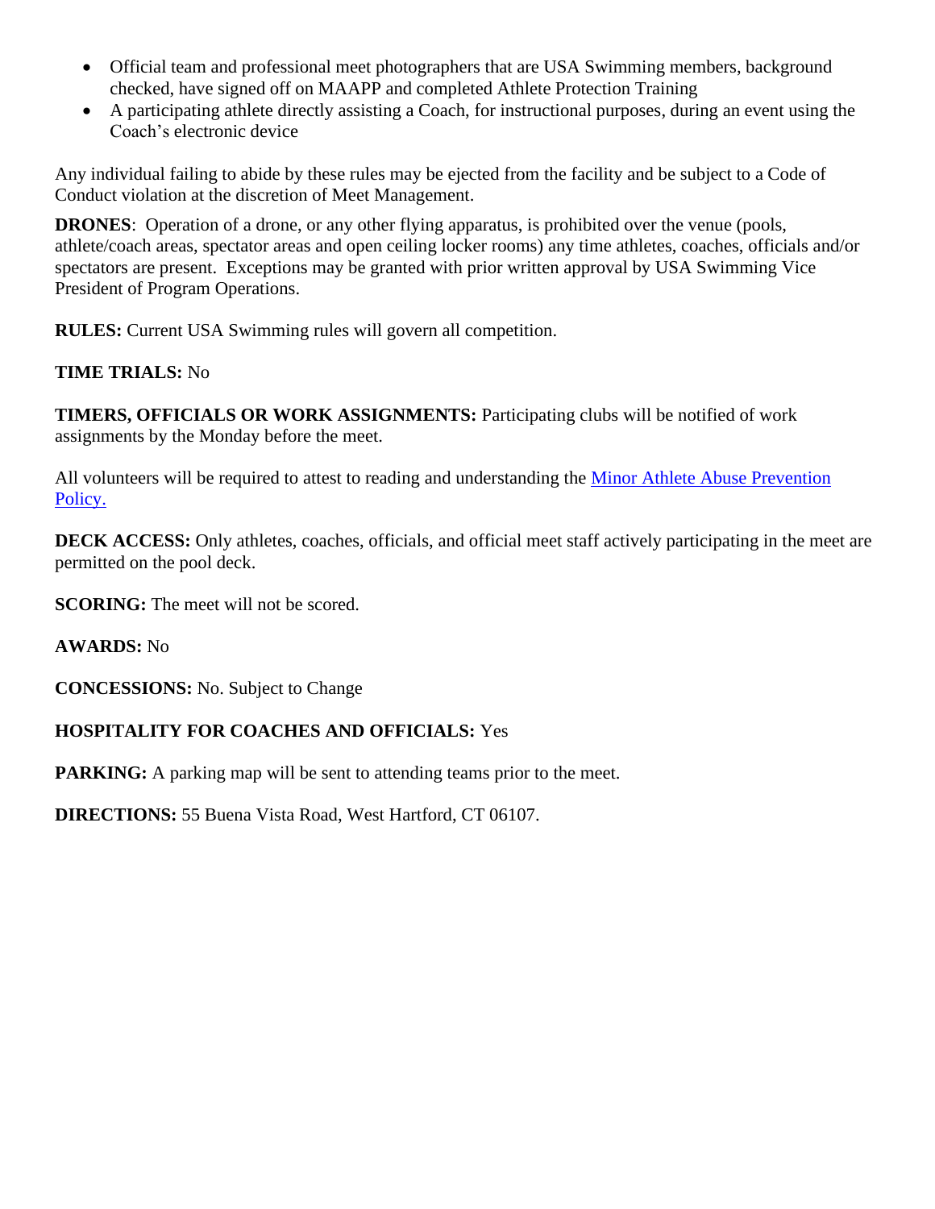- Official team and professional meet photographers that are USA Swimming members, background checked, have signed off on MAAPP and completed Athlete Protection Training
- A participating athlete directly assisting a Coach, for instructional purposes, during an event using the Coach's electronic device

Any individual failing to abide by these rules may be ejected from the facility and be subject to a Code of Conduct violation at the discretion of Meet Management.

**DRONES**: Operation of a drone, or any other flying apparatus, is prohibited over the venue (pools, athlete/coach areas, spectator areas and open ceiling locker rooms) any time athletes, coaches, officials and/or spectators are present. Exceptions may be granted with prior written approval by USA Swimming Vice President of Program Operations.

**RULES:** Current USA Swimming rules will govern all competition.

**TIME TRIALS:** No

**TIMERS, OFFICIALS OR WORK ASSIGNMENTS:** Participating clubs will be notified of work assignments by the Monday before the meet.

All volunteers will be required to attest to reading and understanding the Minor Athlete Abuse Prevention Policy.

**DECK ACCESS:** Only athletes, coaches, officials, and official meet staff actively participating in the meet are permitted on the pool deck.

**SCORING:** The meet will not be scored.

**AWARDS:** No

**CONCESSIONS:** No. Subject to Change

**HOSPITALITY FOR COACHES AND OFFICIALS:** Yes

**PARKING:** A parking map will be sent to attending teams prior to the meet.

**DIRECTIONS:** 55 Buena Vista Road, West Hartford, CT 06107.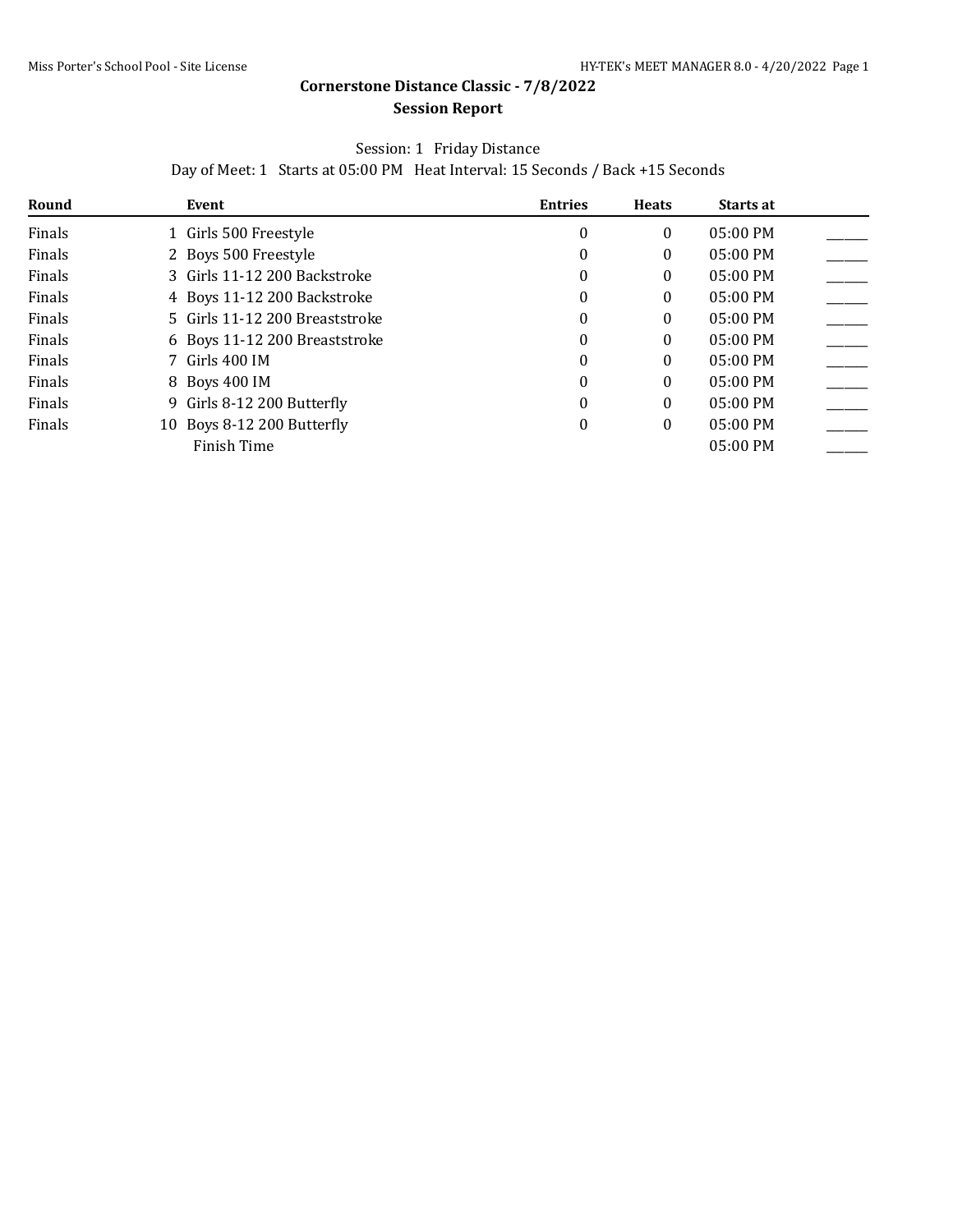# Cornerstone Distance Classic - 7/8/2022

## Session Report

Session: 1 Friday Distance

Day of Meet: 1 Starts at 05:00 PM Heat Interval: 15 Seconds / Back +15 Seconds

| Round | | Event | Entries | Heats | Starts at | |
|---|---|---|---|---|---|---|
| Finals | 1 | Girls 500 Freestyle | 0 | 0 | 05:00 PM | ______ |
| Finals | 2 | Boys 500 Freestyle | 0 | 0 | 05:00 PM | ______ |
| Finals | 3 | Girls 11-12 200 Backstroke | 0 | 0 | 05:00 PM | ______ |
| Finals | 4 | Boys 11-12 200 Backstroke | 0 | 0 | 05:00 PM | ______ |
| Finals | 5 | Girls 11-12 200 Breaststroke | 0 | 0 | 05:00 PM | ______ |
| Finals | 6 | Boys 11-12 200 Breaststroke | 0 | 0 | 05:00 PM | ______ |
| Finals | 7 | Girls 400 IM | 0 | 0 | 05:00 PM | ______ |
| Finals | 8 | Boys 400 IM | 0 | 0 | 05:00 PM | ______ |
| Finals | 9 | Girls 8-12 200 Butterfly | 0 | 0 | 05:00 PM | ______ |
| Finals | 10 | Boys 8-12 200 Butterfly | 0 | 0 | 05:00 PM | ______ |
| | | Finish Time | | | 05:00 PM | ______ |